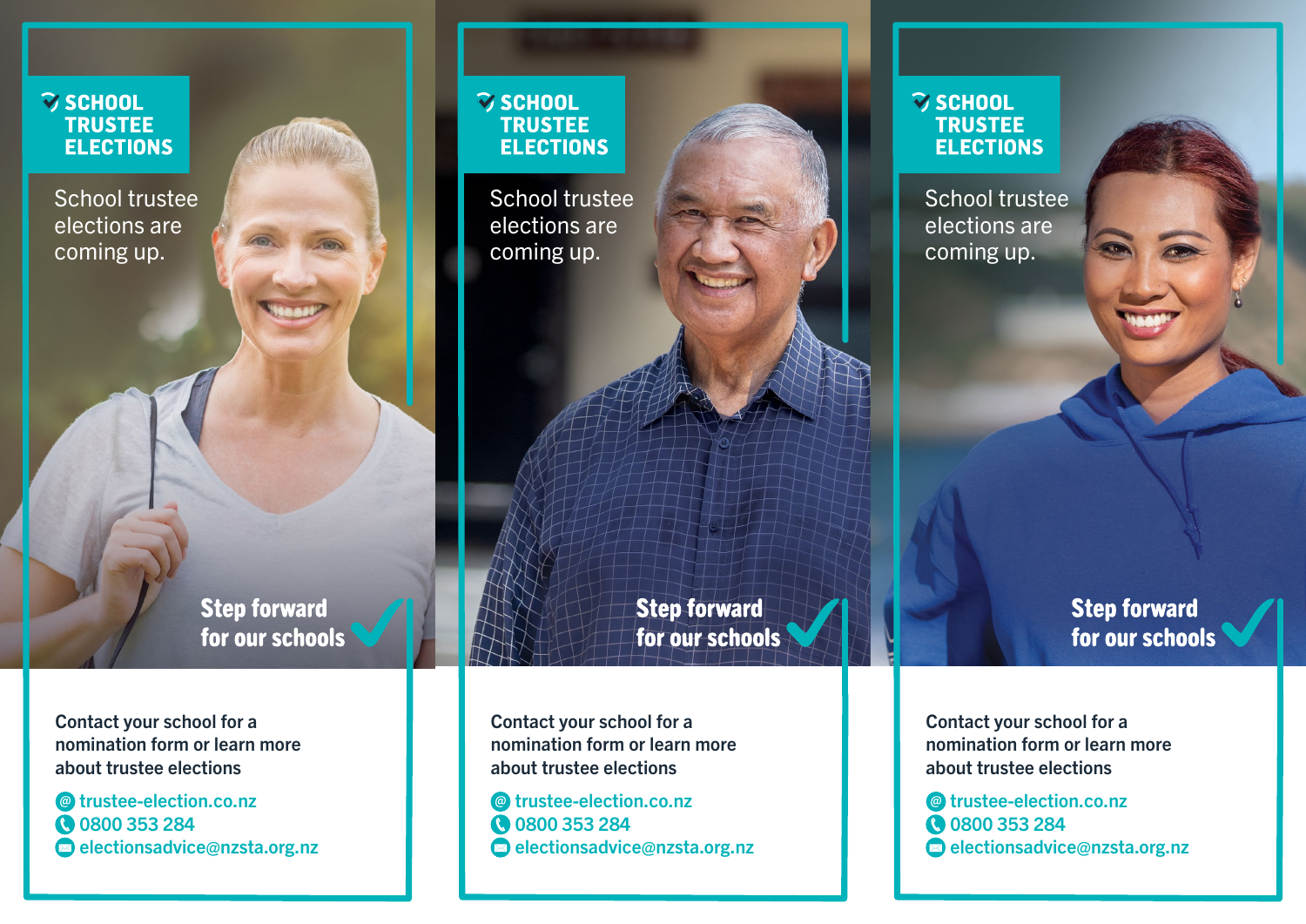# SCHOOL TRUSTEE ELECTIONS

School trustee elections are coming up.

**Step forward for our schools**

Contact your school for a nomination form or learn more about trustee elections

- trustee-election.co.nz
- 0800 353 284
- electionsadvice@nzsta.org.nz

# SCHOOL TRUSTEE ELECTIONS

School trustee elections are coming up.

**Step forward for our schools**

Contact your school for a nomination form or learn more about trustee elections

- trustee-election.co.nz
- 0800 353 284
- electionsadvice@nzsta.org.nz

# SCHOOL TRUSTEE ELECTIONS

School trustee elections are coming up.

**Step forward for our schools**

Contact your school for a nomination form or learn more about trustee elections

- trustee-election.co.nz
- 0800 353 284
- electionsadvice@nzsta.org.nz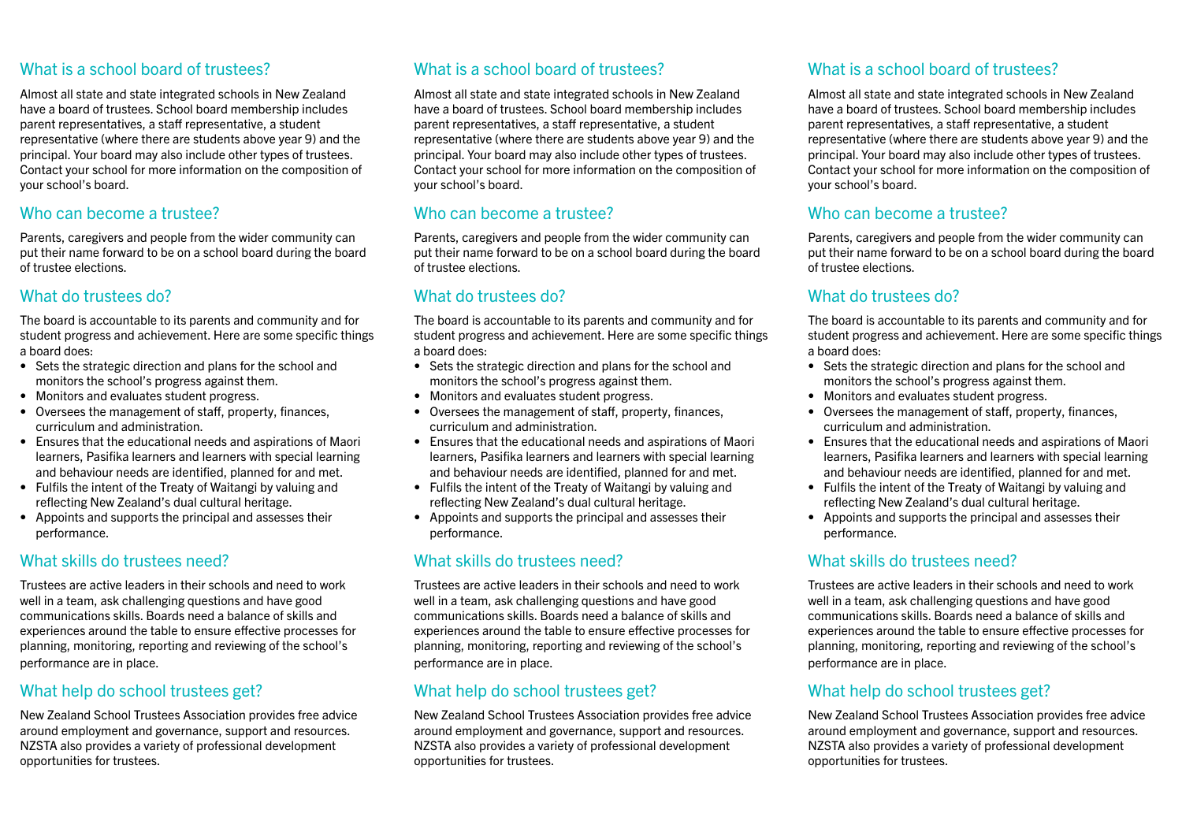## What is a school board of trustees?

Almost all state and state integrated schools in New Zealand have a board of trustees. School board membership includes parent representatives, a staff representative, a student representative (where there are students above year 9) and the principal. Your board may also include other types of trustees. Contact your school for more information on the composition of your school's board.

## Who can become a trustee?

Parents, caregivers and people from the wider community can put their name forward to be on a school board during the board of trustee elections.

## What do trustees do?

The board is accountable to its parents and community and for student progress and achievement. Here are some specific things a board does:

- Sets the strategic direction and plans for the school and monitors the school's progress against them.
- Monitors and evaluates student progress.
- Oversees the management of staff, property, finances, curriculum and administration.
- Ensures that the educational needs and aspirations of Maori learners, Pasifika learners and learners with special learning and behaviour needs are identified, planned for and met.
- Fulfils the intent of the Treaty of Waitangi by valuing and reflecting New Zealand's dual cultural heritage.
- Appoints and supports the principal and assesses their performance.

## What skills do trustees need?

Trustees are active leaders in their schools and need to work well in a team, ask challenging questions and have good communications skills. Boards need a balance of skills and experiences around the table to ensure effective processes for planning, monitoring, reporting and reviewing of the school's performance are in place.

## What help do school trustees get?

New Zealand School Trustees Association provides free advice around employment and governance, support and resources. NZSTA also provides a variety of professional development opportunities for trustees.

## What is a school board of trustees?

Almost all state and state integrated schools in New Zealand have a board of trustees. School board membership includes parent representatives, a staff representative, a student representative (where there are students above year 9) and the principal. Your board may also include other types of trustees. Contact your school for more information on the composition of your school's board.

## Who can become a trustee?

Parents, caregivers and people from the wider community can put their name forward to be on a school board during the board of trustee elections.

## What do trustees do?

The board is accountable to its parents and community and for student progress and achievement. Here are some specific things a board does:

- Sets the strategic direction and plans for the school and monitors the school's progress against them.
- Monitors and evaluates student progress.
- Oversees the management of staff, property, finances, curriculum and administration.
- Ensures that the educational needs and aspirations of Maori learners, Pasifika learners and learners with special learning and behaviour needs are identified, planned for and met.
- Fulfils the intent of the Treaty of Waitangi by valuing and reflecting New Zealand's dual cultural heritage.
- Appoints and supports the principal and assesses their performance.

## What skills do trustees need?

Trustees are active leaders in their schools and need to work well in a team, ask challenging questions and have good communications skills. Boards need a balance of skills and experiences around the table to ensure effective processes for planning, monitoring, reporting and reviewing of the school's performance are in place.

## What help do school trustees get?

New Zealand School Trustees Association provides free advice around employment and governance, support and resources. NZSTA also provides a variety of professional development opportunities for trustees.

## What is a school board of trustees?

Almost all state and state integrated schools in New Zealand have a board of trustees. School board membership includes parent representatives, a staff representative, a student representative (where there are students above year 9) and the principal. Your board may also include other types of trustees. Contact your school for more information on the composition of your school's board.

## Who can become a trustee?

Parents, caregivers and people from the wider community can put their name forward to be on a school board during the board of trustee elections.

## What do trustees do?

The board is accountable to its parents and community and for student progress and achievement. Here are some specific things a board does:

- Sets the strategic direction and plans for the school and monitors the school's progress against them.
- Monitors and evaluates student progress.
- Oversees the management of staff, property, finances, curriculum and administration.
- Ensures that the educational needs and aspirations of Maori learners, Pasifika learners and learners with special learning and behaviour needs are identified, planned for and met.
- Fulfils the intent of the Treaty of Waitangi by valuing and reflecting New Zealand's dual cultural heritage.
- Appoints and supports the principal and assesses their performance.

## What skills do trustees need?

Trustees are active leaders in their schools and need to work well in a team, ask challenging questions and have good communications skills. Boards need a balance of skills and experiences around the table to ensure effective processes for planning, monitoring, reporting and reviewing of the school's performance are in place.

## What help do school trustees get?

New Zealand School Trustees Association provides free advice around employment and governance, support and resources. NZSTA also provides a variety of professional development opportunities for trustees.